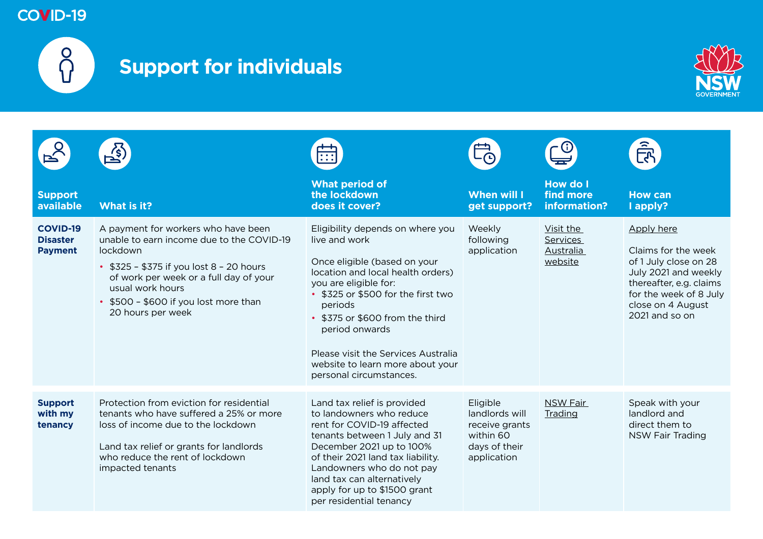COVID-19

# Support for individuals

| Support available | What is it? | What period of the lockdown does it cover? | When will I get support? | How do I find more information? | How can I apply? |
| --- | --- | --- | --- | --- | --- |
| **COVID-19 Disaster Payment** | A payment for workers who have been unable to earn income due to the COVID-19 lockdown<br>• $325 – $375 if you lost 8 – 20 hours of work per week or a full day of your usual work hours<br>• $500 – $600 if you lost more than 20 hours per week | Eligibility depends on where you live and work<br><br>Once eligible (based on your location and local health orders) you are eligible for:<br>• $325 or $500 for the first two periods<br>• $375 or $600 from the third period onwards<br><br>Please visit the Services Australia website to learn more about your personal circumstances. | Weekly following application | Visit the Services Australia website | Apply here<br><br>Claims for the week of 1 July close on 28 July 2021 and weekly thereafter, e.g. claims for the week of 8 July close on 4 August 2021 and so on |
| **Support with my tenancy** | Protection from eviction for residential tenants who have suffered a 25% or more loss of income due to the lockdown<br><br>Land tax relief or grants for landlords who reduce the rent of lockdown impacted tenants | Land tax relief is provided to landowners who reduce rent for COVID-19 affected tenants between 1 July and 31 December 2021 up to 100% of their 2021 land tax liability. Landowners who do not pay land tax can alternatively apply for up to $1500 grant per residential tenancy | Eligible landlords will receive grants within 60 days of their application | NSW Fair Trading | Speak with your landlord and direct them to NSW Fair Trading |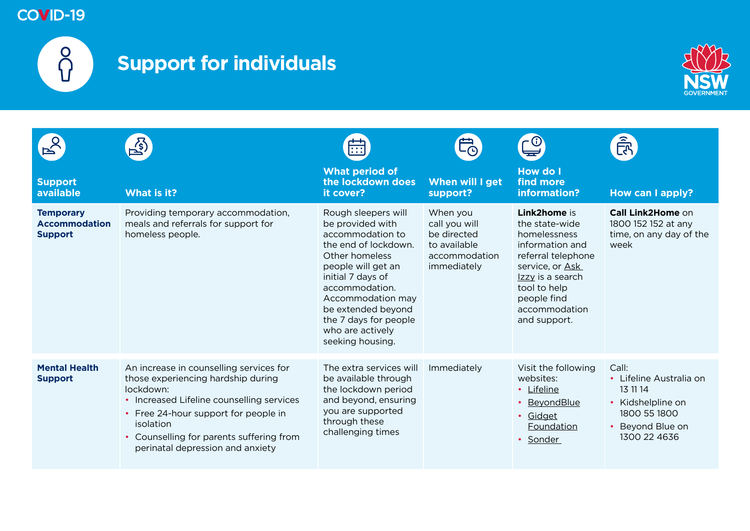COVID-19

# Support for individuals

| Support available | What is it? | What period of the lockdown does it cover? | When will I get support? | How do I find more information? | How can I apply? |
|---|---|---|---|---|---|
| **Temporary Accommodation Support** | Providing temporary accommodation, meals and referrals for support for homeless people. | Rough sleepers will be provided with accommodation to the end of lockdown. Other homeless people will get an initial 7 days of accommodation. Accommodation may be extended beyond the 7 days for people who are actively seeking housing. | When you call you will be directed to available accommodation immediately | **Link2home** is the state-wide homelessness information and referral telephone service, or Ask Izzy is a search tool to help people find accommodation and support. | **Call Link2Home** on 1800 152 152 at any time, on any day of the week |
| **Mental Health Support** | An increase in counselling services for those experiencing hardship during lockdown:<br>• Increased Lifeline counselling services<br>• Free 24-hour support for people in isolation<br>• Counselling for parents suffering from perinatal depression and anxiety | The extra services will be available through the lockdown period and beyond, ensuring you are supported through these challenging times | Immediately | Visit the following websites:<br>• Lifeline<br>• BeyondBlue<br>• Gidget Foundation<br>• Sonder | Call:<br>• Lifeline Australia on 13 11 14<br>• Kidshelpline on 1800 55 1800<br>• Beyond Blue on 1300 22 4636 |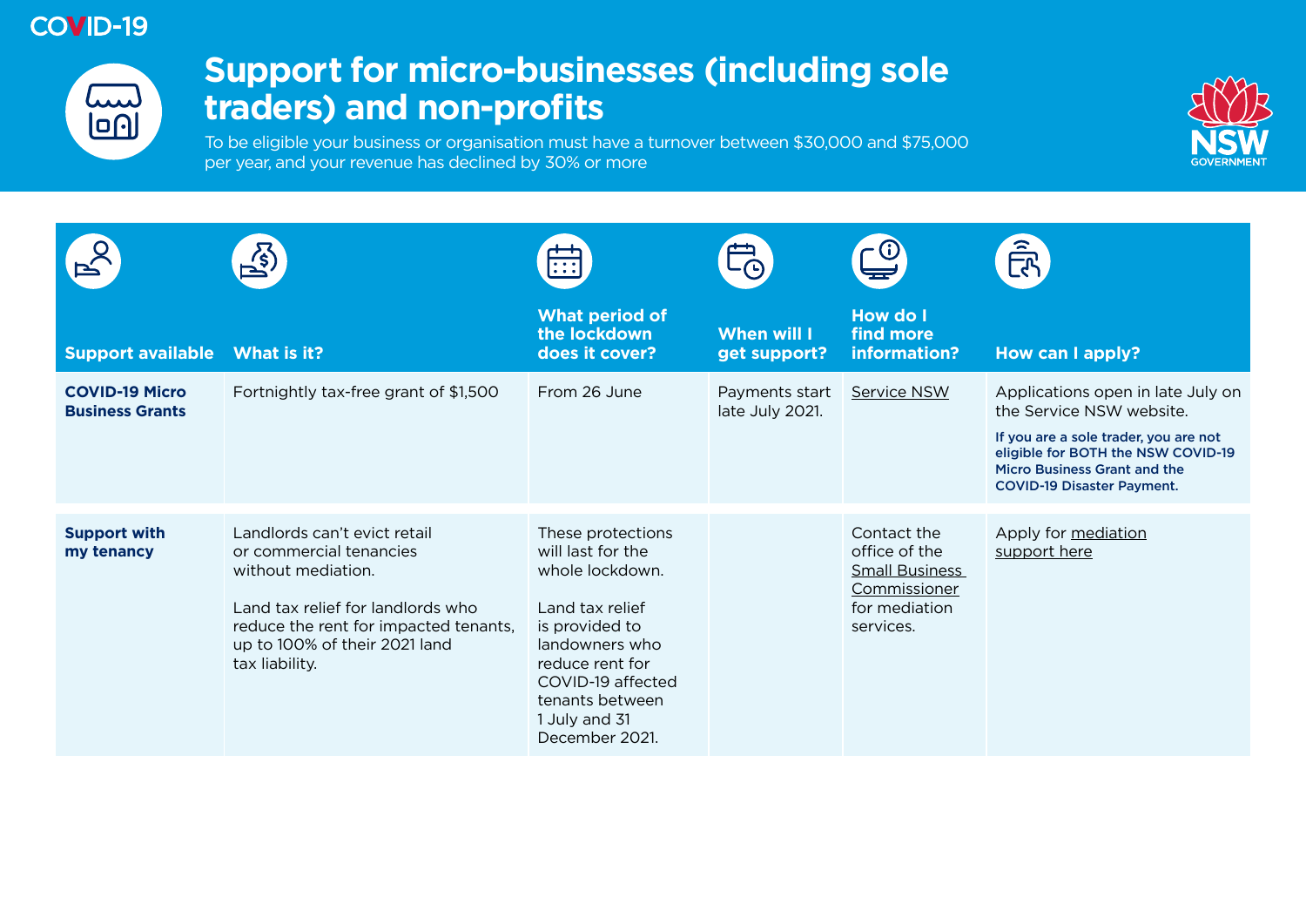COVID-19

# Support for micro-businesses (including sole traders) and non-profits

To be eligible your business or organisation must have a turnover between $30,000 and $75,000 per year, and your revenue has declined by 30% or more

| Support available | What is it? | What period of the lockdown does it cover? | When will I get support? | How do I find more information? | How can I apply? |
|---|---|---|---|---|---|
| **COVID-19 Micro Business Grants** | Fortnightly tax-free grant of $1,500 | From 26 June | Payments start late July 2021. | Service NSW | Applications open in late July on the Service NSW website.<br><br>**If you are a sole trader, you are not eligible for BOTH the NSW COVID-19 Micro Business Grant and the COVID-19 Disaster Payment.** |
| **Support with my tenancy** | Landlords can't evict retail or commercial tenancies without mediation.<br><br>Land tax relief for landlords who reduce the rent for impacted tenants, up to 100% of their 2021 land tax liability. | These protections will last for the whole lockdown.<br><br>Land tax relief is provided to landowners who reduce rent for COVID-19 affected tenants between 1 July and 31 December 2021. | | Contact the office of the Small Business Commissioner for mediation services. | Apply for mediation support here |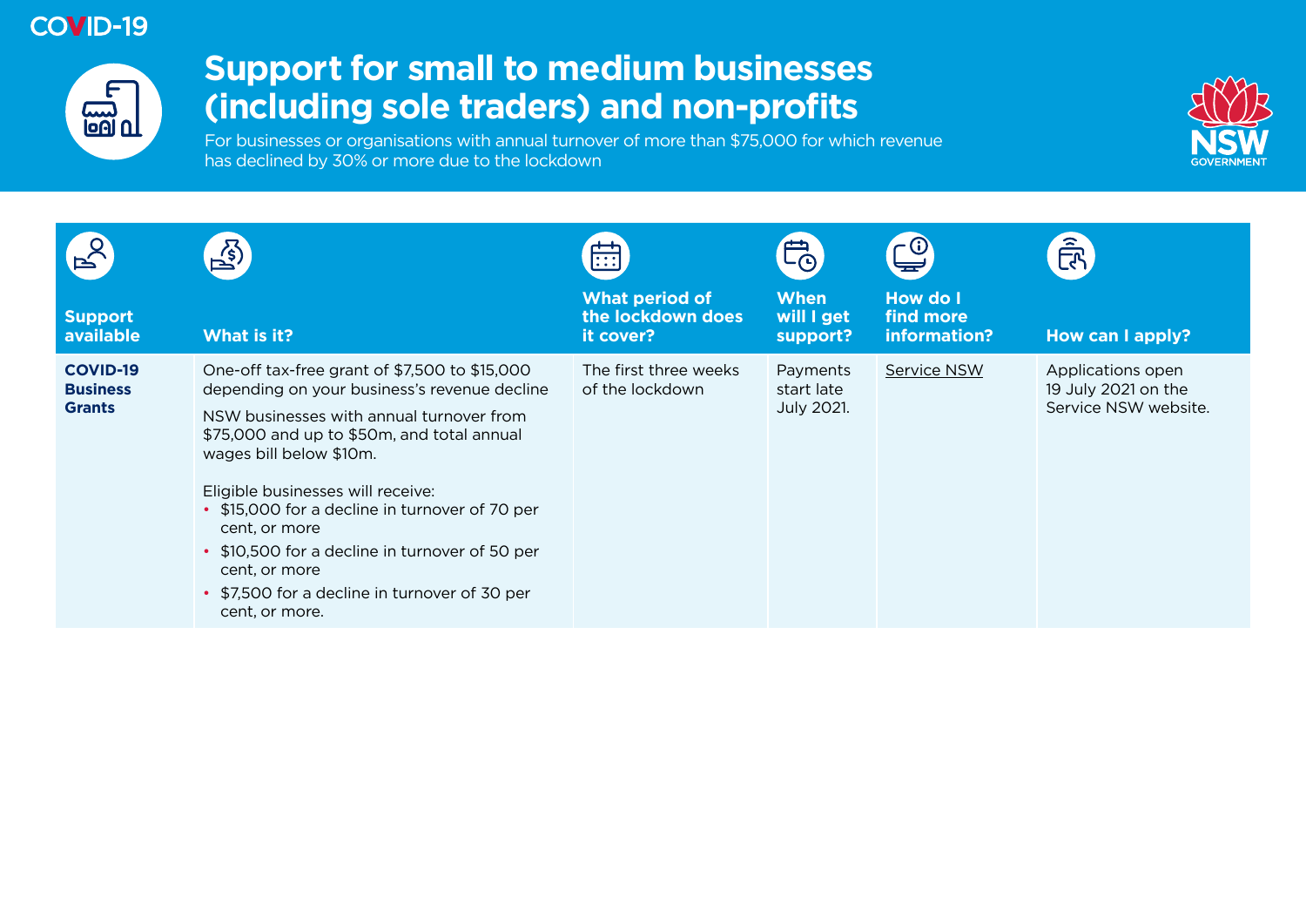COVID-19

# Support for small to medium businesses (including sole traders) and non-profits

For businesses or organisations with annual turnover of more than $75,000 for which revenue has declined by 30% or more due to the lockdown

| Support available | What is it? | What period of the lockdown does it cover? | When will I get support? | How do I find more information? | How can I apply? |
| --- | --- | --- | --- | --- | --- |
| **COVID-19 Business Grants** | One-off tax-free grant of $7,500 to $15,000 depending on your business's revenue decline<br><br>NSW businesses with annual turnover from $75,000 and up to $50m, and total annual wages bill below $10m.<br><br>Eligible businesses will receive:<br>• $15,000 for a decline in turnover of 70 per cent, or more<br>• $10,500 for a decline in turnover of 50 per cent, or more<br>• $7,500 for a decline in turnover of 30 per cent, or more. | The first three weeks of the lockdown | Payments start late July 2021. | Service NSW | Applications open 19 July 2021 on the Service NSW website. |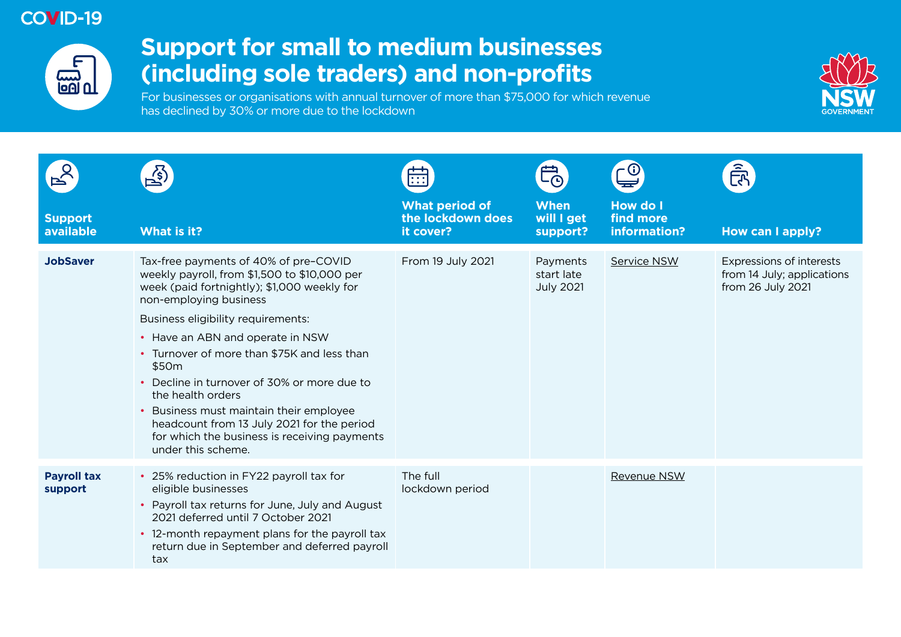COVID-19

# Support for small to medium businesses (including sole traders) and non-profits

For businesses or organisations with annual turnover of more than $75,000 for which revenue has declined by 30% or more due to the lockdown

| Support available | What is it? | What period of the lockdown does it cover? | When will I get support? | How do I find more information? | How can I apply? |
|---|---|---|---|---|---|
| **JobSaver** | Tax-free payments of 40% of pre–COVID weekly payroll, from $1,500 to $10,000 per week (paid fortnightly); $1,000 weekly for non-employing business<br><br>Business eligibility requirements:<br>• Have an ABN and operate in NSW<br>• Turnover of more than $75K and less than $50m<br>• Decline in turnover of 30% or more due to the health orders<br>• Business must maintain their employee headcount from 13 July 2021 for the period for which the business is receiving payments under this scheme. | From 19 July 2021 | Payments start late July 2021 | Service NSW | Expressions of interests from 14 July; applications from 26 July 2021 |
| **Payroll tax support** | • 25% reduction in FY22 payroll tax for eligible businesses<br>• Payroll tax returns for June, July and August 2021 deferred until 7 October 2021<br>• 12-month repayment plans for the payroll tax return due in September and deferred payroll tax | The full lockdown period | | Revenue NSW | |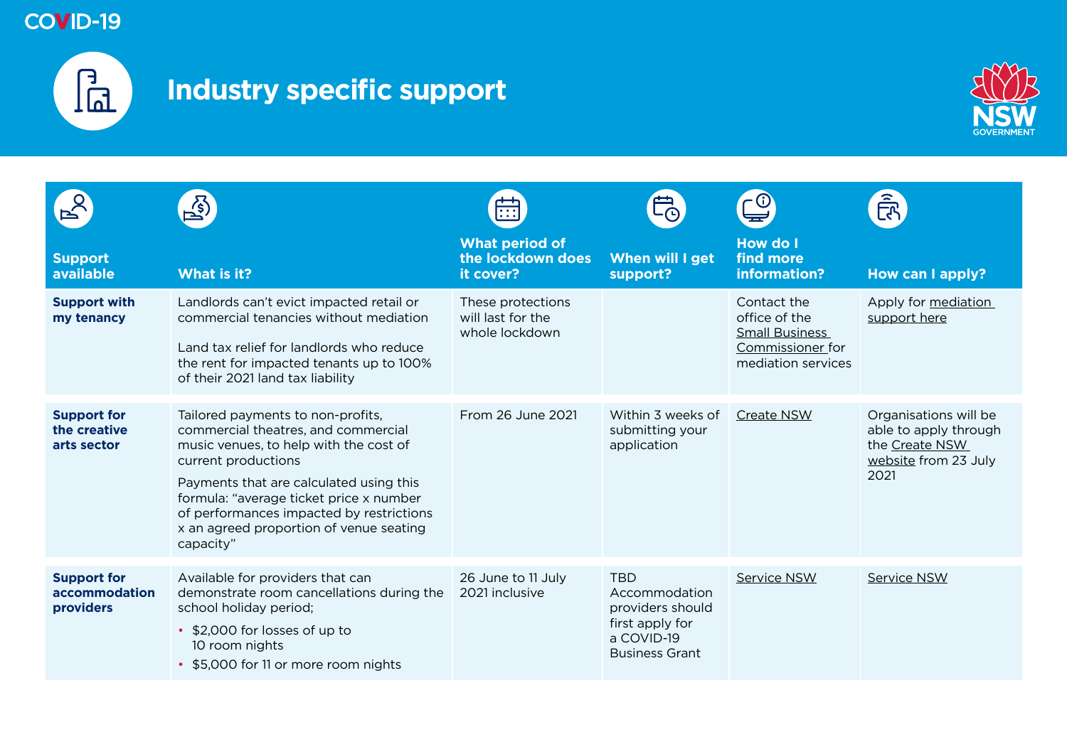COVID-19

# Industry specific support

| Support available | What is it? | What period of the lockdown does it cover? | When will I get support? | How do I find more information? | How can I apply? |
|---|---|---|---|---|---|
| **Support with my tenancy** | Landlords can't evict impacted retail or commercial tenancies without mediation<br><br>Land tax relief for landlords who reduce the rent for impacted tenants up to 100% of their 2021 land tax liability | These protections will last for the whole lockdown | | Contact the office of the Small Business Commissioner for mediation services | Apply for mediation support here |
| **Support for the creative arts sector** | Tailored payments to non-profits, commercial theatres, and commercial music venues, to help with the cost of current productions<br><br>Payments that are calculated using this formula: "average ticket price x number of performances impacted by restrictions x an agreed proportion of venue seating capacity" | From 26 June 2021 | Within 3 weeks of submitting your application | Create NSW | Organisations will be able to apply through the Create NSW website from 23 July 2021 |
| **Support for accommodation providers** | Available for providers that can demonstrate room cancellations during the school holiday period;<br>• $2,000 for losses of up to 10 room nights<br>• $5,000 for 11 or more room nights | 26 June to 11 July 2021 inclusive | TBD Accommodation providers should first apply for a COVID-19 Business Grant | Service NSW | Service NSW |